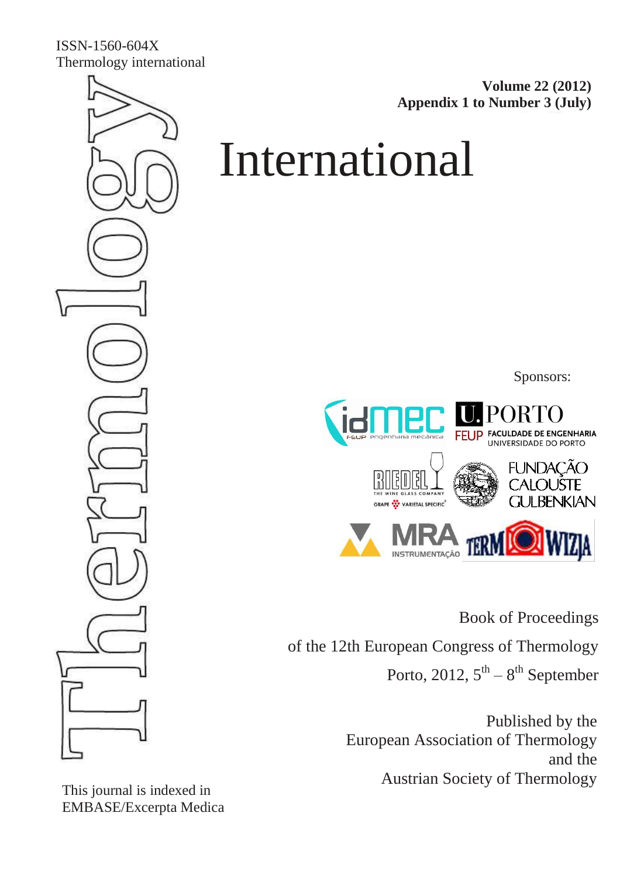ISSN-1560-604X
Thermology international

**Volume 22 (2012)**
**Appendix 1 to Number 3 (July)**

# Thermology International

Sponsors:

idmec FEUP engenharia mecânica

U.PORTO FEUP FACULDADE DE ENGENHARIA UNIVERSIDADE DO PORTO

RIEDEL THE WINE GLASS COMPANY GRAPE VARIETAL SPECIFIC

FUNDAÇÃO CALOUSTE GULBENKIAN

MRA INSTRUMENTAÇÃO

TERMOWIZJA

Book of Proceedings

of the 12th European Congress of Thermology

Porto, 2012, $5^{th}$ – $8^{th}$ September

Published by the
European Association of Thermology
and the
Austrian Society of Thermology

This journal is indexed in
EMBASE/Excerpta Medica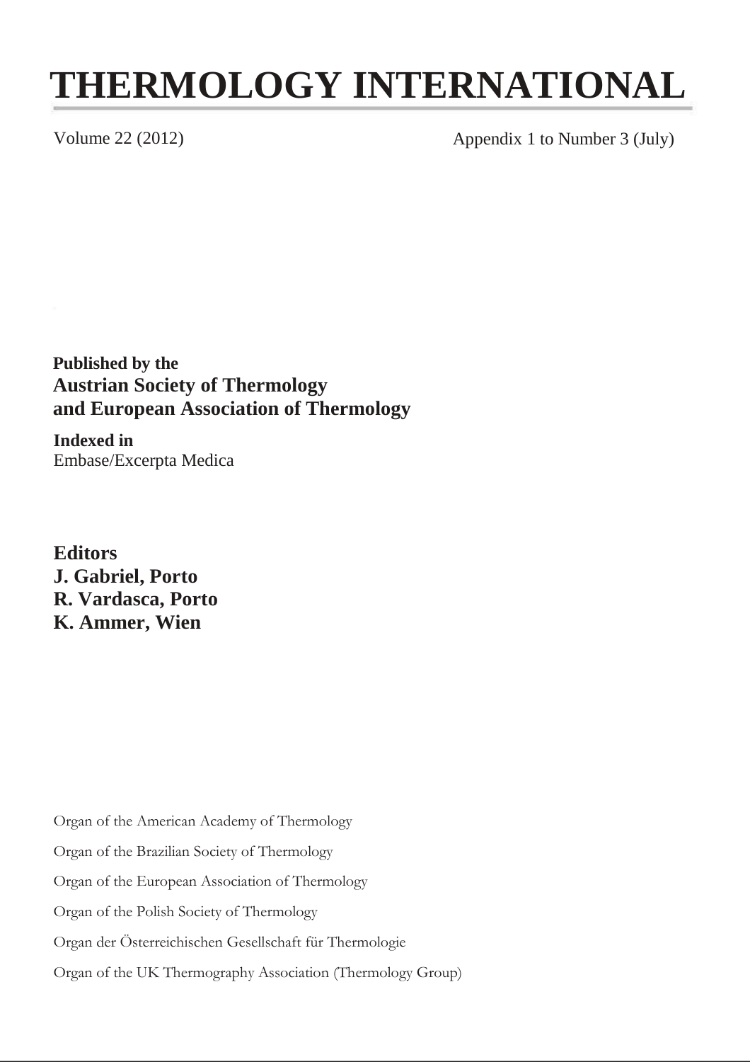# THERMOLOGY INTERNATIONAL

Volume 22 (2012) Appendix 1 to Number 3 (July)

**Published by the**
**Austrian Society of Thermology**
**and European Association of Thermology**

**Indexed in**
Embase/Excerpta Medica

**Editors**
**J. Gabriel, Porto**
**R. Vardasca, Porto**
**K. Ammer, Wien**

Organ of the American Academy of Thermology

Organ of the Brazilian Society of Thermology

Organ of the European Association of Thermology

Organ of the Polish Society of Thermology

Organ der Österreichischen Gesellschaft für Thermologie

Organ of the UK Thermography Association (Thermology Group)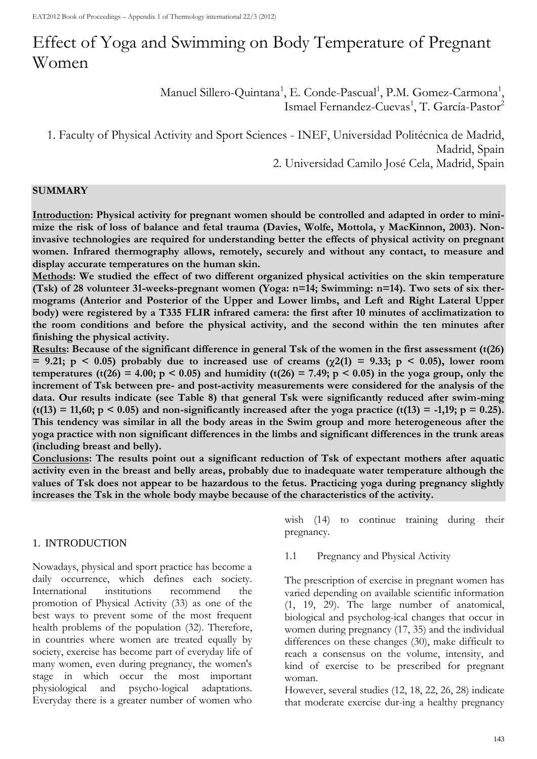# Effect of Yoga and Swimming on Body Temperature of Pregnant Women

Manuel Sillero-Quintana[1], E. Conde-Pascual[1], P.M. Gomez-Carmona[1], Ismael Fernandez-Cuevas[1], T. García-Pastor[2]

1. Faculty of Physical Activity and Sport Sciences - INEF, Universidad Politécnica de Madrid, Madrid, Spain
2. Universidad Camilo José Cela, Madrid, Spain

**SUMMARY**

**Introduction: Physical activity for pregnant women should be controlled and adapted in order to minimize the risk of loss of balance and fetal trauma (Davies, Wolfe, Mottola, y MacKinnon, 2003). Non-invasive technologies are required for understanding better the effects of physical activity on pregnant women. Infrared thermography allows, remotely, securely and without any contact, to measure and display accurate temperatures on the human skin.**

**Methods: We studied the effect of two different organized physical activities on the skin temperature (Tsk) of 28 volunteer 31-weeks-pregnant women (Yoga: n=14; Swimming: n=14). Two sets of six thermograms (Anterior and Posterior of the Upper and Lower limbs, and Left and Right Lateral Upper body) were registered by a T335 FLIR infrared camera: the first after 10 minutes of acclimatization to the room conditions and before the physical activity, and the second within the ten minutes after finishing the physical activity.**

**Results: Because of the significant difference in general Tsk of the women in the first assessment ($t(26) = 9.21$; $p < 0.05$) probably due to increased use of creams ($\chi^2(1) = 9.33$; $p < 0.05$), lower room temperatures ($t(26) = 4.00$; $p < 0.05$) and humidity ($t(26) = 7.49$; $p < 0.05$) in the yoga group, only the increment of Tsk between pre- and post-activity measurements were considered for the analysis of the data. Our results indicate (see Table 8) that general Tsk were significantly reduced after swim-ming ($t(13) = 11{,}60$; $p < 0.05$) and non-significantly increased after the yoga practice ($t(13) = -1{,}19$; $p = 0.25$). This tendency was similar in all the body areas in the Swim group and more heterogeneous after the yoga practice with non significant differences in the limbs and significant differences in the trunk areas (including breast and belly).**

**Conclusions: The results point out a significant reduction of Tsk of expectant mothers after aquatic activity even in the breast and belly areas, probably due to inadequate water temperature although the values of Tsk does not appear to be hazardous to the fetus. Practicing yoga during pregnancy slightly increases the Tsk in the whole body maybe because of the characteristics of the activity.**

## 1. INTRODUCTION

Nowadays, physical and sport practice has become a daily occurrence, which defines each society. International institutions recommend the promotion of Physical Activity (33) as one of the best ways to prevent some of the most frequent health problems of the population (32). Therefore, in countries where women are treated equally by society, exercise has become part of everyday life of many women, even during pregnancy, the women's stage in which occur the most important physiological and psycho-logical adaptations. Everyday there is a greater number of women who wish (14) to continue training during their pregnancy.

### 1.1 Pregnancy and Physical Activity

The prescription of exercise in pregnant women has varied depending on available scientific information (1, 19, 29). The large number of anatomical, biological and psycholog-ical changes that occur in women during pregnancy (17, 35) and the individual differences on these changes (30), make difficult to reach a consensus on the volume, intensity, and kind of exercise to be prescribed for pregnant woman.

However, several studies (12, 18, 22, 26, 28) indicate that moderate exercise dur-ing a healthy pregnancy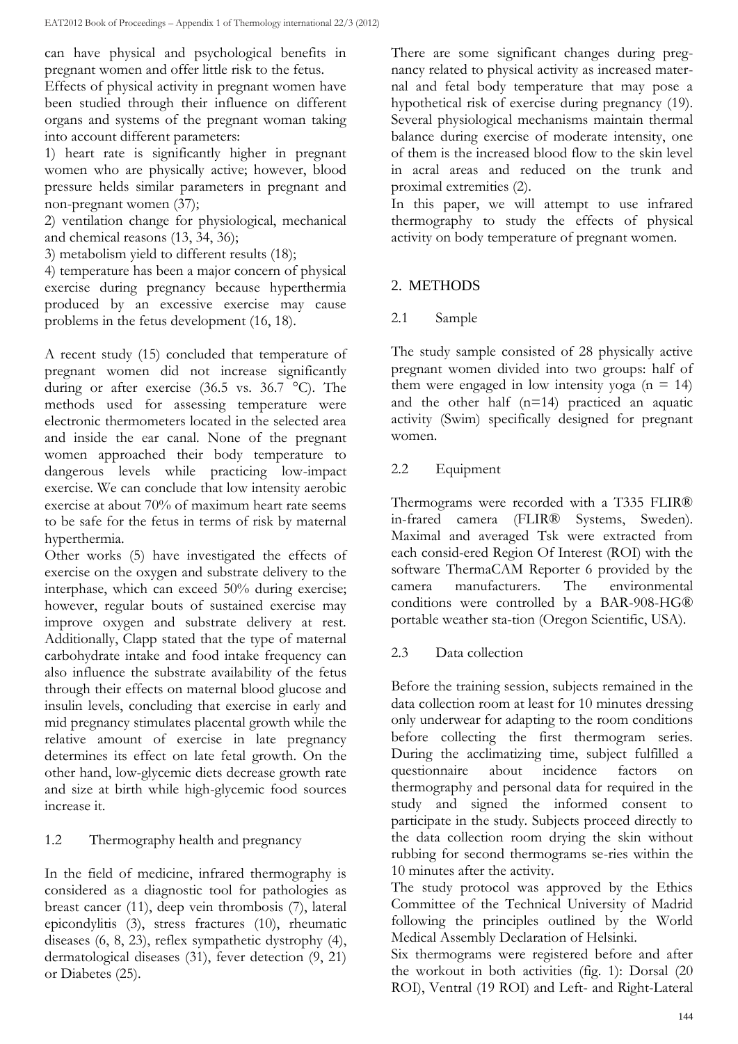can have physical and psychological benefits in pregnant women and offer little risk to the fetus.

Effects of physical activity in pregnant women have been studied through their influence on different organs and systems of the pregnant woman taking into account different parameters:

1) heart rate is significantly higher in pregnant women who are physically active; however, blood pressure helds similar parameters in pregnant and non-pregnant women (37);
2) ventilation change for physiological, mechanical and chemical reasons (13, 34, 36);
3) metabolism yield to different results (18);
4) temperature has been a major concern of physical exercise during pregnancy because hyperthermia produced by an excessive exercise may cause problems in the fetus development (16, 18).

A recent study (15) concluded that temperature of pregnant women did not increase significantly during or after exercise (36.5 vs. 36.7 °C). The methods used for assessing temperature were electronic thermometers located in the selected area and inside the ear canal. None of the pregnant women approached their body temperature to dangerous levels while practicing low-impact exercise. We can conclude that low intensity aerobic exercise at about 70% of maximum heart rate seems to be safe for the fetus in terms of risk by maternal hyperthermia.

Other works (5) have investigated the effects of exercise on the oxygen and substrate delivery to the interphase, which can exceed 50% during exercise; however, regular bouts of sustained exercise may improve oxygen and substrate delivery at rest. Additionally, Clapp stated that the type of maternal carbohydrate intake and food intake frequency can also influence the substrate availability of the fetus through their effects on maternal blood glucose and insulin levels, concluding that exercise in early and mid pregnancy stimulates placental growth while the relative amount of exercise in late pregnancy determines its effect on late fetal growth. On the other hand, low-glycemic diets decrease growth rate and size at birth while high-glycemic food sources increase it.

### 1.2 Thermography health and pregnancy

In the field of medicine, infrared thermography is considered as a diagnostic tool for pathologies as breast cancer (11), deep vein thrombosis (7), lateral epicondylitis (3), stress fractures (10), rheumatic diseases (6, 8, 23), reflex sympathetic dystrophy (4), dermatological diseases (31), fever detection (9, 21) or Diabetes (25).

There are some significant changes during pregnancy related to physical activity as increased maternal and fetal body temperature that may pose a hypothetical risk of exercise during pregnancy (19). Several physiological mechanisms maintain thermal balance during exercise of moderate intensity, one of them is the increased blood flow to the skin level in acral areas and reduced on the trunk and proximal extremities (2).

In this paper, we will attempt to use infrared thermography to study the effects of physical activity on body temperature of pregnant women.

## 2. METHODS

### 2.1 Sample

The study sample consisted of 28 physically active pregnant women divided into two groups: half of them were engaged in low intensity yoga (n = 14) and the other half (n=14) practiced an aquatic activity (Swim) specifically designed for pregnant women.

### 2.2 Equipment

Thermograms were recorded with a T335 FLIR® in-frared camera (FLIR® Systems, Sweden). Maximal and averaged Tsk were extracted from each consid-ered Region Of Interest (ROI) with the software ThermaCAM Reporter 6 provided by the camera manufacturers. The environmental conditions were controlled by a BAR-908-HG® portable weather sta-tion (Oregon Scientific, USA).

### 2.3 Data collection

Before the training session, subjects remained in the data collection room at least for 10 minutes dressing only underwear for adapting to the room conditions before collecting the first thermogram series. During the acclimatizing time, subject fulfilled a questionnaire about incidence factors on thermography and personal data for required in the study and signed the informed consent to participate in the study. Subjects proceed directly to the data collection room drying the skin without rubbing for second thermograms se-ries within the 10 minutes after the activity.

The study protocol was approved by the Ethics Committee of the Technical University of Madrid following the principles outlined by the World Medical Assembly Declaration of Helsinki.

Six thermograms were registered before and after the workout in both activities (fig. 1): Dorsal (20 ROI), Ventral (19 ROI) and Left- and Right-Lateral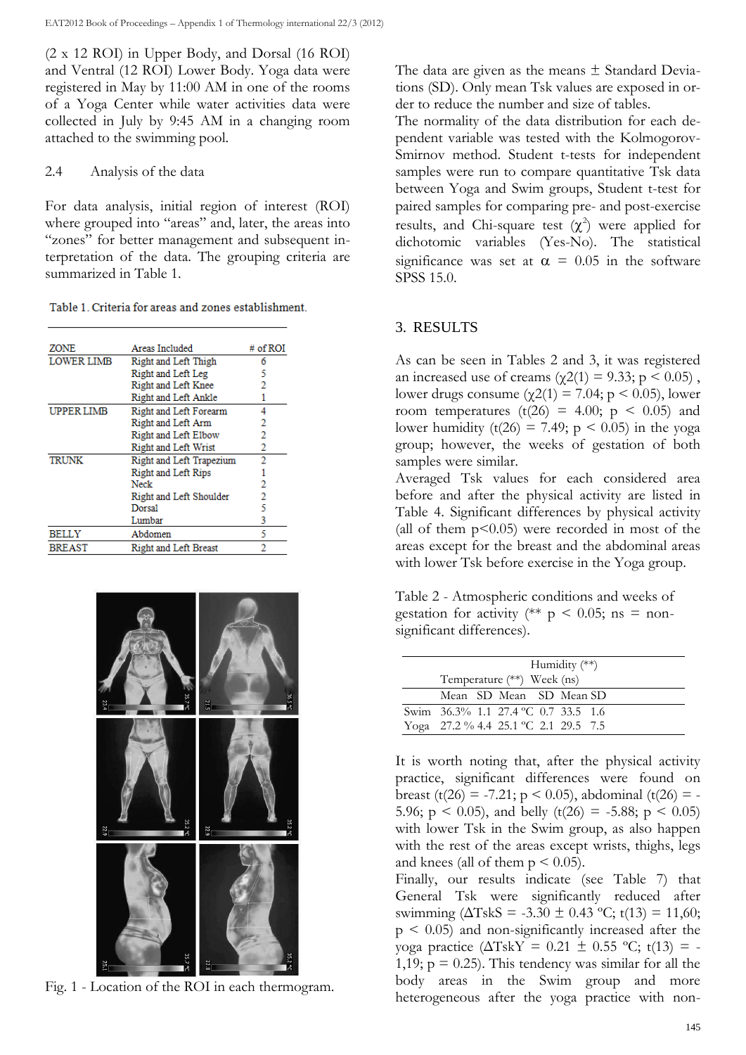(2 x 12 ROI) in Upper Body, and Dorsal (16 ROI) and Ventral (12 ROI) Lower Body. Yoga data were registered in May by 11:00 AM in one of the rooms of a Yoga Center while water activities data were collected in July by 9:45 AM in a changing room attached to the swimming pool.

## 2.4 Analysis of the data

For data analysis, initial region of interest (ROI) where grouped into "areas" and, later, the areas into "zones" for better management and subsequent interpretation of the data. The grouping criteria are summarized in Table 1.

Table 1. Criteria for areas and zones establishment.

| ZONE | Areas Included | # of ROI |
|---|---|---|
| LOWER LIMB | Right and Left Thigh | 6 |
| | Right and Left Leg | 5 |
| | Right and Left Knee | 2 |
| | Right and Left Ankle | 1 |
| UPPER LIMB | Right and Left Forearm | 4 |
| | Right and Left Arm | 2 |
| | Right and Left Elbow | 2 |
| | Right and Left Wrist | 2 |
| TRUNK | Right and Left Trapezium | 2 |
| | Right and Left Rips | 1 |
| | Neck | 2 |
| | Right and Left Shoulder | 2 |
| | Dorsal | 5 |
| | Lumbar | 3 |
| BELLY | Abdomen | 5 |
| BREAST | Right and Left Breast | 2 |

Fig. 1 - Location of the ROI in each thermogram.

The data are given as the means ± Standard Deviations (SD). Only mean Tsk values are exposed in order to reduce the number and size of tables.

The normality of the data distribution for each dependent variable was tested with the Kolmogorov-Smirnov method. Student t-tests for independent samples were run to compare quantitative Tsk data between Yoga and Swim groups, Student t-test for paired samples for comparing pre- and post-exercise results, and Chi-square test ($\chi^2$) were applied for dichotomic variables (Yes-No). The statistical significance was set at $\alpha = 0.05$ in the software SPSS 15.0.

# 3. RESULTS

As can be seen in Tables 2 and 3, it was registered an increased use of creams ($\chi2(1) = 9.33$; $p < 0.05$) , lower drugs consume ($\chi2(1) = 7.04$; $p < 0.05$), lower room temperatures ($t(26) = 4.00$; $p < 0.05$) and lower humidity ($t(26) = 7.49$; $p < 0.05$) in the yoga group; however, the weeks of gestation of both samples were similar.

Averaged Tsk values for each considered area before and after the physical activity are listed in Table 4. Significant differences by physical activity (all of them $p<0.05$) were recorded in most of the areas except for the breast and the abdominal areas with lower Tsk before exercise in the Yoga group.

Table 2 - Atmospheric conditions and weeks of gestation for activity (** $p < 0.05$; ns = non-significant differences).

| | Humidity (**) | | Temperature (**) | | Week (ns) | |
|---|---|---|---|---|---|---|
| | Mean | SD | Mean | SD | Mean | SD |
| Swim | 36.3% | 1.1 | 27.4 ºC | 0.7 | 33.5 | 1.6 |
| Yoga | 27.2 % | 4.4 | 25.1 ºC | 2.1 | 29.5 | 7.5 |

It is worth noting that, after the physical activity practice, significant differences were found on breast ($t(26) = -7.21$; $p < 0.05$), abdominal ($t(26) = -5.96$; $p < 0.05$), and belly ($t(26) = -5.88$; $p < 0.05$) with lower Tsk in the Swim group, as also happen with the rest of the areas except wrists, thighs, legs and knees (all of them $p < 0.05$).

Finally, our results indicate (see Table 7) that General Tsk were significantly reduced after swimming ($\Delta TskS = -3.30 \pm 0.43$ ºC; $t(13) = 11{,}60$; $p < 0.05$) and non-significantly increased after the yoga practice ($\Delta TskY = 0.21 \pm 0.55$ ºC; $t(13) = -1{,}19$; $p = 0.25$). This tendency was similar for all the body areas in the Swim group and more heterogeneous after the yoga practice with non-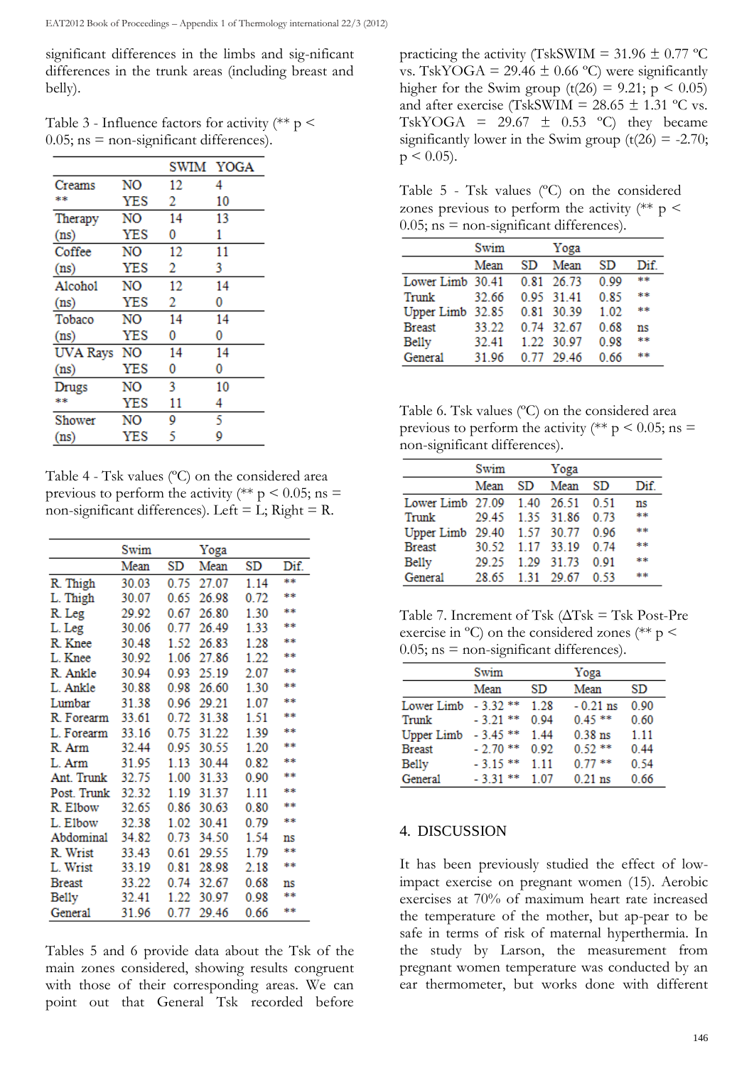significant differences in the limbs and sig-nificant differences in the trunk areas (including breast and belly).

Table 3 - Influence factors for activity (** $p < 0.05$; ns = non-significant differences).

| | | SWIM | YOGA |
|---|---|---|---|
| Creams | NO | 12 | 4 |
| ** | YES | 2 | 10 |
| Therapy | NO | 14 | 13 |
| (ns) | YES | 0 | 1 |
| Coffee | NO | 12 | 11 |
| (ns) | YES | 2 | 3 |
| Alcohol | NO | 12 | 14 |
| (ns) | YES | 2 | 0 |
| Tobaco | NO | 14 | 14 |
| (ns) | YES | 0 | 0 |
| UVA Rays | NO | 14 | 14 |
| (ns) | YES | 0 | 0 |
| Drugs | NO | 3 | 10 |
| ** | YES | 11 | 4 |
| Shower | NO | 9 | 5 |
| (ns) | YES | 5 | 9 |

Table 4 - Tsk values (ºC) on the considered area previous to perform the activity (** $p < 0.05$; ns = non-significant differences). Left = L; Right = R.

| | Swim | | Yoga | | |
|---|---|---|---|---|---|
| | Mean | SD | Mean | SD | Dif. |
| R. Thigh | 30.03 | 0.75 | 27.07 | 1.14 | ** |
| L. Thigh | 30.07 | 0.65 | 26.98 | 0.72 | ** |
| R. Leg | 29.92 | 0.67 | 26.80 | 1.30 | ** |
| L. Leg | 30.06 | 0.77 | 26.49 | 1.33 | ** |
| R. Knee | 30.48 | 1.52 | 26.83 | 1.28 | ** |
| L. Knee | 30.92 | 1.06 | 27.86 | 1.22 | ** |
| R. Ankle | 30.94 | 0.93 | 25.19 | 2.07 | ** |
| L. Ankle | 30.88 | 0.98 | 26.60 | 1.30 | ** |
| Lumbar | 31.38 | 0.96 | 29.21 | 1.07 | ** |
| R. Forearm | 33.61 | 0.72 | 31.38 | 1.51 | ** |
| L. Forearm | 33.16 | 0.75 | 31.22 | 1.39 | ** |
| R. Arm | 32.44 | 0.95 | 30.55 | 1.20 | ** |
| L. Arm | 31.95 | 1.13 | 30.44 | 0.82 | ** |
| Ant. Trunk | 32.75 | 1.00 | 31.33 | 0.90 | ** |
| Post. Trunk | 32.32 | 1.19 | 31.37 | 1.11 | ** |
| R. Elbow | 32.65 | 0.86 | 30.63 | 0.80 | ** |
| L. Elbow | 32.38 | 1.02 | 30.41 | 0.79 | ** |
| Abdominal | 34.82 | 0.73 | 34.50 | 1.54 | ns |
| R. Wrist | 33.43 | 0.61 | 29.55 | 1.79 | ** |
| L. Wrist | 33.19 | 0.81 | 28.98 | 2.18 | ** |
| Breast | 33.22 | 0.74 | 32.67 | 0.68 | ns |
| Belly | 32.41 | 1.22 | 30.97 | 0.98 | ** |
| General | 31.96 | 0.77 | 29.46 | 0.66 | ** |

Tables 5 and 6 provide data about the Tsk of the main zones considered, showing results congruent with those of their corresponding areas. We can point out that General Tsk recorded before practicing the activity (TskSWIM = 31.96 ± 0.77 ºC vs. TskYOGA = 29.46 ± 0.66 ºC) were significantly higher for the Swim group ($t(26) = 9.21$; $p < 0.05$) and after exercise (TskSWIM = 28.65 ± 1.31 ºC vs. TskYOGA = 29.67 ± 0.53 ºC) they became significantly lower in the Swim group ($t(26) = -2.70$; $p < 0.05$).

Table 5 - Tsk values (ºC) on the considered zones previous to perform the activity (** $p < 0.05$; ns = non-significant differences).

| | Swim | | Yoga | | |
|---|---|---|---|---|---|
| | Mean | SD | Mean | SD | Dif. |
| Lower Limb | 30.41 | 0.81 | 26.73 | 0.99 | ** |
| Trunk | 32.66 | 0.95 | 31.41 | 0.85 | ** |
| Upper Limb | 32.85 | 0.81 | 30.39 | 1.02 | ** |
| Breast | 33.22 | 0.74 | 32.67 | 0.68 | ns |
| Belly | 32.41 | 1.22 | 30.97 | 0.98 | ** |
| General | 31.96 | 0.77 | 29.46 | 0.66 | ** |

Table 6. Tsk values (ºC) on the considered area previous to perform the activity (** $p < 0.05$; ns = non-significant differences).

| | Swim | | Yoga | | |
|---|---|---|---|---|---|
| | Mean | SD | Mean | SD | Dif. |
| Lower Limb | 27.09 | 1.40 | 26.51 | 0.51 | ns |
| Trunk | 29.45 | 1.35 | 31.86 | 0.73 | ** |
| Upper Limb | 29.40 | 1.57 | 30.77 | 0.96 | ** |
| Breast | 30.52 | 1.17 | 33.19 | 0.74 | ** |
| Belly | 29.25 | 1.29 | 31.73 | 0.91 | ** |
| General | 28.65 | 1.31 | 29.67 | 0.53 | ** |

Table 7. Increment of Tsk (ΔTsk = Tsk Post-Pre exercise in ºC) on the considered zones (** $p < 0.05$; ns = non-significant differences).

| | Swim | | Yoga | |
|---|---|---|---|---|
| | Mean | SD | Mean | SD |
| Lower Limb | - 3.32 ** | 1.28 | - 0.21 ns | 0.90 |
| Trunk | - 3.21 ** | 0.94 | 0.45 ** | 0.60 |
| Upper Limb | - 3.45 ** | 1.44 | 0.38 ns | 1.11 |
| Breast | - 2.70 ** | 0.92 | 0.52 ** | 0.44 |
| Belly | - 3.15 ** | 1.11 | 0.77 ** | 0.54 |
| General | - 3.31 ** | 1.07 | 0.21 ns | 0.66 |

## 4. DISCUSSION

It has been previously studied the effect of low-impact exercise on pregnant women (15). Aerobic exercises at 70% of maximum heart rate increased the temperature of the mother, but ap-pear to be safe in terms of risk of maternal hyperthermia. In the study by Larson, the measurement from pregnant women temperature was conducted by an ear thermometer, but works done with different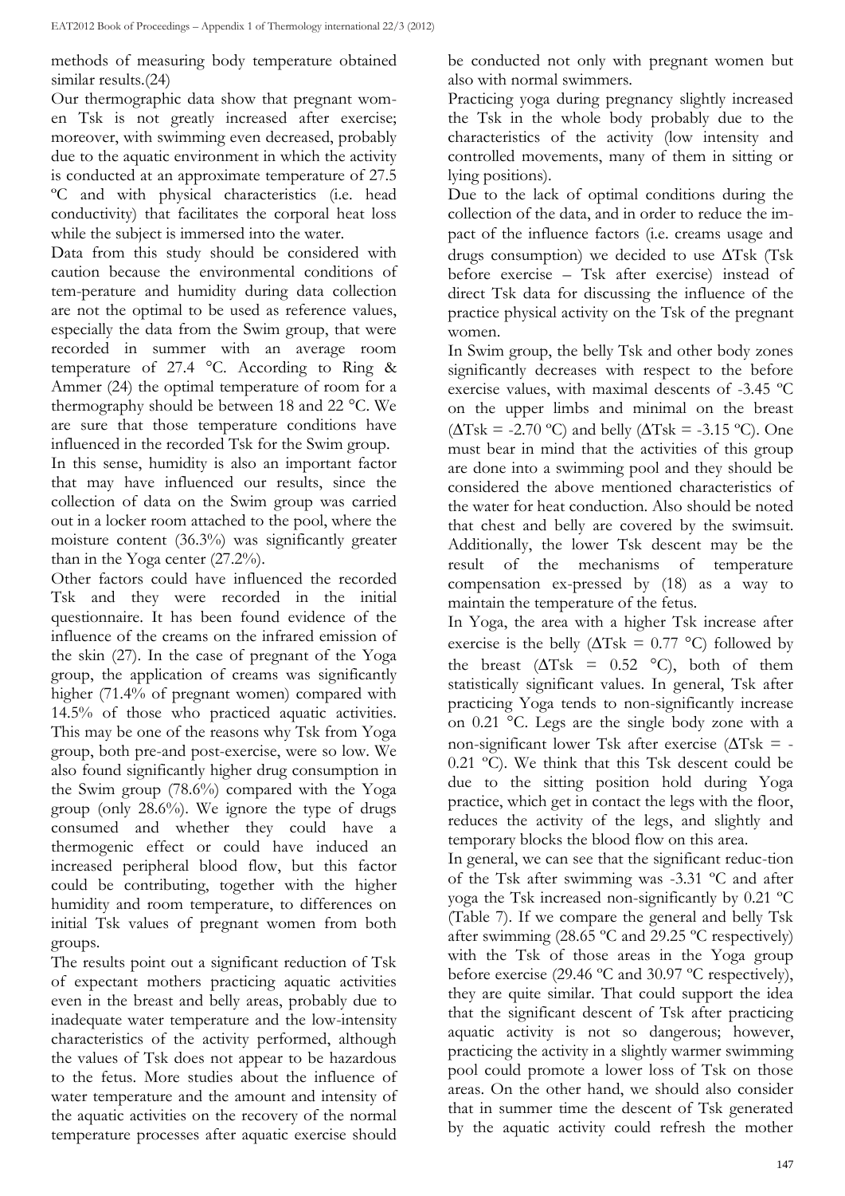methods of measuring body temperature obtained similar results.(24)

Our thermographic data show that pregnant women Tsk is not greatly increased after exercise; moreover, with swimming even decreased, probably due to the aquatic environment in which the activity is conducted at an approximate temperature of 27.5 ºC and with physical characteristics (i.e. head conductivity) that facilitates the corporal heat loss while the subject is immersed into the water.

Data from this study should be considered with caution because the environmental conditions of tem-perature and humidity during data collection are not the optimal to be used as reference values, especially the data from the Swim group, that were recorded in summer with an average room temperature of 27.4 °C. According to Ring & Ammer (24) the optimal temperature of room for a thermography should be between 18 and 22 °C. We are sure that those temperature conditions have influenced in the recorded Tsk for the Swim group.

In this sense, humidity is also an important factor that may have influenced our results, since the collection of data on the Swim group was carried out in a locker room attached to the pool, where the moisture content (36.3%) was significantly greater than in the Yoga center (27.2%).

Other factors could have influenced the recorded Tsk and they were recorded in the initial questionnaire. It has been found evidence of the influence of the creams on the infrared emission of the skin (27). In the case of pregnant of the Yoga group, the application of creams was significantly higher (71.4% of pregnant women) compared with 14.5% of those who practiced aquatic activities. This may be one of the reasons why Tsk from Yoga group, both pre-and post-exercise, were so low. We also found significantly higher drug consumption in the Swim group (78.6%) compared with the Yoga group (only 28.6%). We ignore the type of drugs consumed and whether they could have a thermogenic effect or could have induced an increased peripheral blood flow, but this factor could be contributing, together with the higher humidity and room temperature, to differences on initial Tsk values of pregnant women from both groups.

The results point out a significant reduction of Tsk of expectant mothers practicing aquatic activities even in the breast and belly areas, probably due to inadequate water temperature and the low-intensity characteristics of the activity performed, although the values of Tsk does not appear to be hazardous to the fetus. More studies about the influence of water temperature and the amount and intensity of the aquatic activities on the recovery of the normal temperature processes after aquatic exercise should be conducted not only with pregnant women but also with normal swimmers.

Practicing yoga during pregnancy slightly increased the Tsk in the whole body probably due to the characteristics of the activity (low intensity and controlled movements, many of them in sitting or lying positions).

Due to the lack of optimal conditions during the collection of the data, and in order to reduce the impact of the influence factors (i.e. creams usage and drugs consumption) we decided to use $\Delta$Tsk (Tsk before exercise – Tsk after exercise) instead of direct Tsk data for discussing the influence of the practice physical activity on the Tsk of the pregnant women.

In Swim group, the belly Tsk and other body zones significantly decreases with respect to the before exercise values, with maximal descents of -3.45 ºC on the upper limbs and minimal on the breast ($\Delta$Tsk = -2.70 ºC) and belly ($\Delta$Tsk = -3.15 ºC). One must bear in mind that the activities of this group are done into a swimming pool and they should be considered the above mentioned characteristics of the water for heat conduction. Also should be noted that chest and belly are covered by the swimsuit. Additionally, the lower Tsk descent may be the result of the mechanisms of temperature compensation ex-pressed by (18) as a way to maintain the temperature of the fetus.

In Yoga, the area with a higher Tsk increase after exercise is the belly ($\Delta$Tsk = 0.77 °C) followed by the breast ($\Delta$Tsk = 0.52 °C), both of them statistically significant values. In general, Tsk after practicing Yoga tends to non-significantly increase on 0.21 °C. Legs are the single body zone with a non-significant lower Tsk after exercise ($\Delta$Tsk = -0.21 ºC). We think that this Tsk descent could be due to the sitting position hold during Yoga practice, which get in contact the legs with the floor, reduces the activity of the legs, and slightly and temporary blocks the blood flow on this area.

In general, we can see that the significant reduc-tion of the Tsk after swimming was -3.31 ºC and after yoga the Tsk increased non-significantly by 0.21 ºC (Table 7). If we compare the general and belly Tsk after swimming (28.65 ºC and 29.25 ºC respectively) with the Tsk of those areas in the Yoga group before exercise (29.46 ºC and 30.97 ºC respectively), they are quite similar. That could support the idea that the significant descent of Tsk after practicing aquatic activity is not so dangerous; however, practicing the activity in a slightly warmer swimming pool could promote a lower loss of Tsk on those areas. On the other hand, we should also consider that in summer time the descent of Tsk generated by the aquatic activity could refresh the mother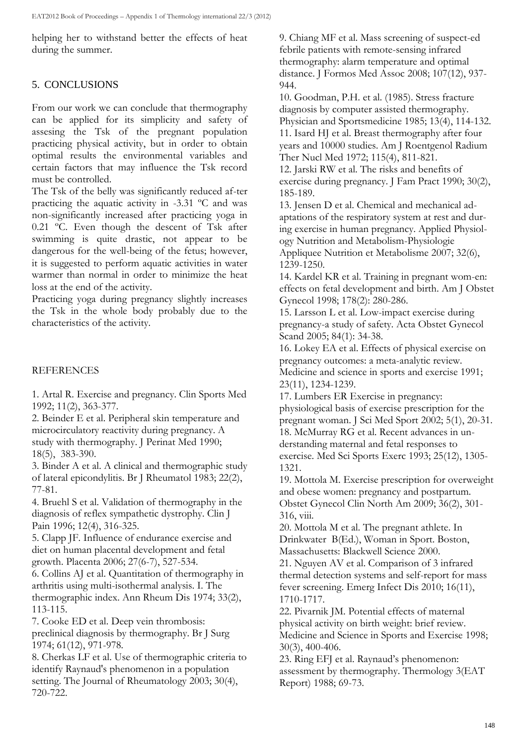helping her to withstand better the effects of heat during the summer.

## 5. CONCLUSIONS

From our work we can conclude that thermography can be applied for its simplicity and safety of assesing the Tsk of the pregnant population practicing physical activity, but in order to obtain optimal results the environmental variables and certain factors that may influence the Tsk record must be controlled.

The Tsk of the belly was significantly reduced af-ter practicing the aquatic activity in -3.31 ºC and was non-significantly increased after practicing yoga in 0.21 ºC. Even though the descent of Tsk after swimming is quite drastic, not appear to be dangerous for the well-being of the fetus; however, it is suggested to perform aquatic activities in water warmer than normal in order to minimize the heat loss at the end of the activity.

Practicing yoga during pregnancy slightly increases the Tsk in the whole body probably due to the characteristics of the activity.

## REFERENCES

1. Artal R. Exercise and pregnancy. Clin Sports Med 1992; 11(2), 363-377.
2. Beinder E et al. Peripheral skin temperature and microcirculatory reactivity during pregnancy. A study with thermography. J Perinat Med 1990; 18(5), 383-390.
3. Binder A et al. A clinical and thermographic study of lateral epicondylitis. Br J Rheumatol 1983; 22(2), 77-81.
4. Bruehl S et al. Validation of thermography in the diagnosis of reflex sympathetic dystrophy. Clin J Pain 1996; 12(4), 316-325.
5. Clapp JF. Influence of endurance exercise and diet on human placental development and fetal growth. Placenta 2006; 27(6-7), 527-534.
6. Collins AJ et al. Quantitation of thermography in arthritis using multi-isothermal analysis. I. The thermographic index. Ann Rheum Dis 1974; 33(2), 113-115.
7. Cooke ED et al. Deep vein thrombosis: preclinical diagnosis by thermography. Br J Surg 1974; 61(12), 971-978.
8. Cherkas LF et al. Use of thermographic criteria to identify Raynaud's phenomenon in a population setting. The Journal of Rheumatology 2003; 30(4), 720-722.
9. Chiang MF et al. Mass screening of suspect-ed febrile patients with remote-sensing infrared thermography: alarm temperature and optimal distance. J Formos Med Assoc 2008; 107(12), 937-944.
10. Goodman, P.H. et al. (1985). Stress fracture diagnosis by computer assisted thermography. Physician and Sportsmedicine 1985; 13(4), 114-132.
11. Isard HJ et al. Breast thermography after four years and 10000 studies. Am J Roentgenol Radium Ther Nucl Med 1972; 115(4), 811-821.
12. Jarski RW et al. The risks and benefits of exercise during pregnancy. J Fam Pract 1990; 30(2), 185-189.
13. Jensen D et al. Chemical and mechanical ad-aptations of the respiratory system at rest and dur-ing exercise in human pregnancy. Applied Physiol-ogy Nutrition and Metabolism-Physiologie Appliquee Nutrition et Metabolisme 2007; 32(6), 1239-1250.
14. Kardel KR et al. Training in pregnant wom-en: effects on fetal development and birth. Am J Obstet Gynecol 1998; 178(2): 280-286.
15. Larsson L et al. Low-impact exercise during pregnancy-a study of safety. Acta Obstet Gynecol Scand 2005; 84(1): 34-38.
16. Lokey EA et al. Effects of physical exercise on pregnancy outcomes: a meta-analytic review. Medicine and science in sports and exercise 1991; 23(11), 1234-1239.
17. Lumbers ER Exercise in pregnancy: physiological basis of exercise prescription for the pregnant woman. J Sci Med Sport 2002; 5(1), 20-31.
18. McMurray RG et al. Recent advances in un-derstanding maternal and fetal responses to exercise. Med Sci Sports Exerc 1993; 25(12), 1305-1321.
19. Mottola M. Exercise prescription for overweight and obese women: pregnancy and postpartum. Obstet Gynecol Clin North Am 2009; 36(2), 301-316, viii.
20. Mottola M et al. The pregnant athlete. In Drinkwater B(Ed.), Woman in Sport. Boston, Massachusetts: Blackwell Science 2000.
21. Nguyen AV et al. Comparison of 3 infrared thermal detection systems and self-report for mass fever screening. Emerg Infect Dis 2010; 16(11), 1710-1717.
22. Pivarnik JM. Potential effects of maternal physical activity on birth weight: brief review. Medicine and Science in Sports and Exercise 1998; 30(3), 400-406.
23. Ring EFJ et al. Raynaud's phenomenon: assessment by thermography. Thermology 3(EAT Report) 1988; 69-73.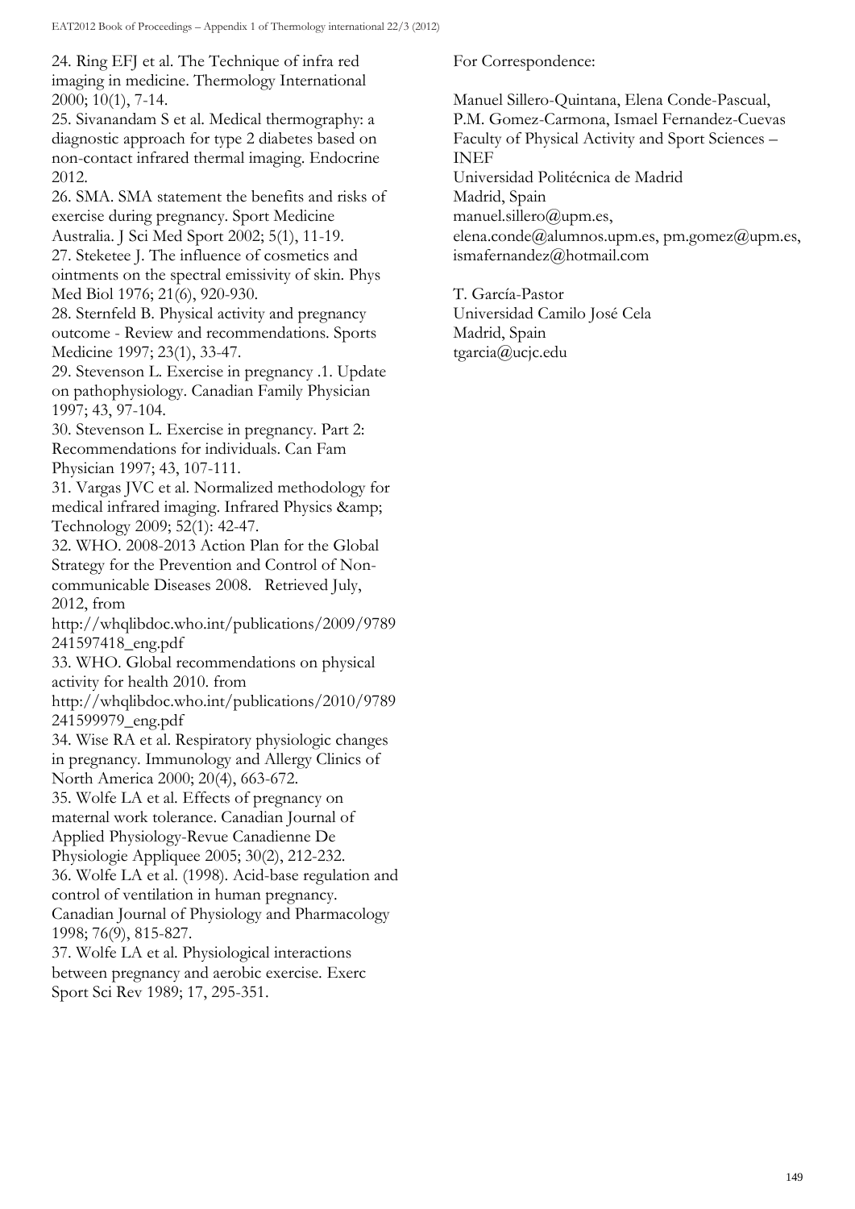24. Ring EFJ et al. The Technique of infra red imaging in medicine. Thermology International 2000; 10(1), 7-14.

25. Sivanandam S et al. Medical thermography: a diagnostic approach for type 2 diabetes based on non-contact infrared thermal imaging. Endocrine 2012.

26. SMA. SMA statement the benefits and risks of exercise during pregnancy. Sport Medicine Australia. J Sci Med Sport 2002; 5(1), 11-19.

27. Steketee J. The influence of cosmetics and ointments on the spectral emissivity of skin. Phys Med Biol 1976; 21(6), 920-930.

28. Sternfeld B. Physical activity and pregnancy outcome - Review and recommendations. Sports Medicine 1997; 23(1), 33-47.

29. Stevenson L. Exercise in pregnancy .1. Update on pathophysiology. Canadian Family Physician 1997; 43, 97-104.

30. Stevenson L. Exercise in pregnancy. Part 2: Recommendations for individuals. Can Fam Physician 1997; 43, 107-111.

31. Vargas JVC et al. Normalized methodology for medical infrared imaging. Infrared Physics &amp; Technology 2009; 52(1): 42-47.

32. WHO. 2008-2013 Action Plan for the Global Strategy for the Prevention and Control of Non-communicable Diseases 2008. Retrieved July, 2012, from http://whqlibdoc.who.int/publications/2009/9789241597418_eng.pdf

33. WHO. Global recommendations on physical activity for health 2010. from http://whqlibdoc.who.int/publications/2010/9789241599979_eng.pdf

34. Wise RA et al. Respiratory physiologic changes in pregnancy. Immunology and Allergy Clinics of North America 2000; 20(4), 663-672.

35. Wolfe LA et al. Effects of pregnancy on maternal work tolerance. Canadian Journal of Applied Physiology-Revue Canadienne De Physiologie Appliquee 2005; 30(2), 212-232.

36. Wolfe LA et al. (1998). Acid-base regulation and control of ventilation in human pregnancy. Canadian Journal of Physiology and Pharmacology 1998; 76(9), 815-827.

37. Wolfe LA et al. Physiological interactions between pregnancy and aerobic exercise. Exerc Sport Sci Rev 1989; 17, 295-351.

For Correspondence:

Manuel Sillero-Quintana, Elena Conde-Pascual, P.M. Gomez-Carmona, Ismael Fernandez-Cuevas
Faculty of Physical Activity and Sport Sciences – INEF
Universidad Politécnica de Madrid
Madrid, Spain
manuel.sillero@upm.es, elena.conde@alumnos.upm.es, pm.gomez@upm.es, ismafernandez@hotmail.com

T. García-Pastor
Universidad Camilo José Cela
Madrid, Spain
tgarcia@ucjc.edu